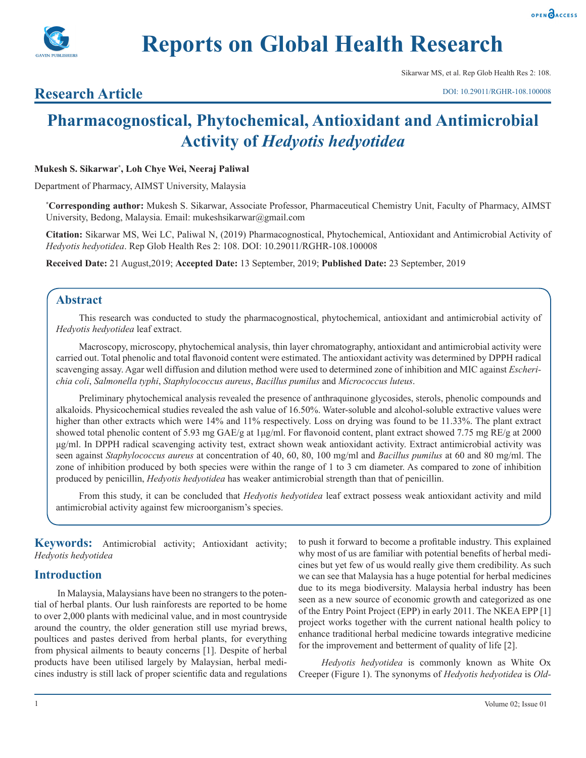# Pharmacognostical, Phytochemical, Antioxidant and Antimicrobial Activity of *Hedyotis hedyotidea*

**Research Article**

**Mukesh S. Sikarwar*, Loh Chye Wei, Neeraj Paliwal**

Department of Pharmacy, AIMST University, Malaysia

***Corresponding author:** Mukesh S. Sikarwar, Associate Professor, Pharmaceutical Chemistry Unit, Faculty of Pharmacy, AIMST University, Bedong, Malaysia. Email: mukeshsikarwar@gmail.com

**Citation:** Sikarwar MS, Wei LC, Paliwal N, (2019) Pharmacognostical, Phytochemical, Antioxidant and Antimicrobial Activity of *Hedyotis hedyotidea*. Rep Glob Health Res 2: 108. DOI: 10.29011/RGHR-108.100008

**Received Date:** 21 August,2019; **Accepted Date:** 13 September, 2019; **Published Date:** 23 September, 2019

## Abstract

This research was conducted to study the pharmacognostical, phytochemical, antioxidant and antimicrobial activity of *Hedyotis hedyotidea* leaf extract.

Macroscopy, microscopy, phytochemical analysis, thin layer chromatography, antioxidant and antimicrobial activity were carried out. Total phenolic and total flavonoid content were estimated. The antioxidant activity was determined by DPPH radical scavenging assay. Agar well diffusion and dilution method were used to determined zone of inhibition and MIC against *Escherichia coli*, *Salmonella typhi*, *Staphylococcus aureus*, *Bacillus pumilus* and *Micrococcus luteus*.

Preliminary phytochemical analysis revealed the presence of anthraquinone glycosides, sterols, phenolic compounds and alkaloids. Physicochemical studies revealed the ash value of 16.50%. Water-soluble and alcohol-soluble extractive values were higher than other extracts which were 14% and 11% respectively. Loss on drying was found to be 11.33%. The plant extract showed total phenolic content of 5.93 mg GAE/g at 1µg/ml. For flavonoid content, plant extract showed 7.75 mg RE/g at 2000 µg/ml. In DPPH radical scavenging activity test, extract shown weak antioxidant activity. Extract antimicrobial activity was seen against *Staphylococcus aureus* at concentration of 40, 60, 80, 100 mg/ml and *Bacillus pumilus* at 60 and 80 mg/ml. The zone of inhibition produced by both species were within the range of 1 to 3 cm diameter. As compared to zone of inhibition produced by penicillin, *Hedyotis hedyotidea* has weaker antimicrobial strength than that of penicillin.

From this study, it can be concluded that *Hedyotis hedyotidea* leaf extract possess weak antioxidant activity and mild antimicrobial activity against few microorganism's species.

**Keywords:** Antimicrobial activity; Antioxidant activity; *Hedyotis hedyotidea*

## Introduction

In Malaysia, Malaysians have been no strangers to the potential of herbal plants. Our lush rainforests are reported to be home to over 2,000 plants with medicinal value, and in most countryside around the country, the older generation still use myriad brews, poultices and pastes derived from herbal plants, for everything from physical ailments to beauty concerns [1]. Despite of herbal products have been utilised largely by Malaysian, herbal medicines industry is still lack of proper scientific data and regulations to push it forward to become a profitable industry. This explained why most of us are familiar with potential benefits of herbal medicines but yet few of us would really give them credibility. As such we can see that Malaysia has a huge potential for herbal medicines due to its mega biodiversity. Malaysia herbal industry has been seen as a new source of economic growth and categorized as one of the Entry Point Project (EPP) in early 2011. The NKEA EPP [1] project works together with the current national health policy to enhance traditional herbal medicine towards integrative medicine for the improvement and betterment of quality of life [2].

*Hedyotis hedyotidea* is commonly known as White Ox Creeper (Figure 1). The synonyms of *Hedyotis hedyotidea* is *Old-*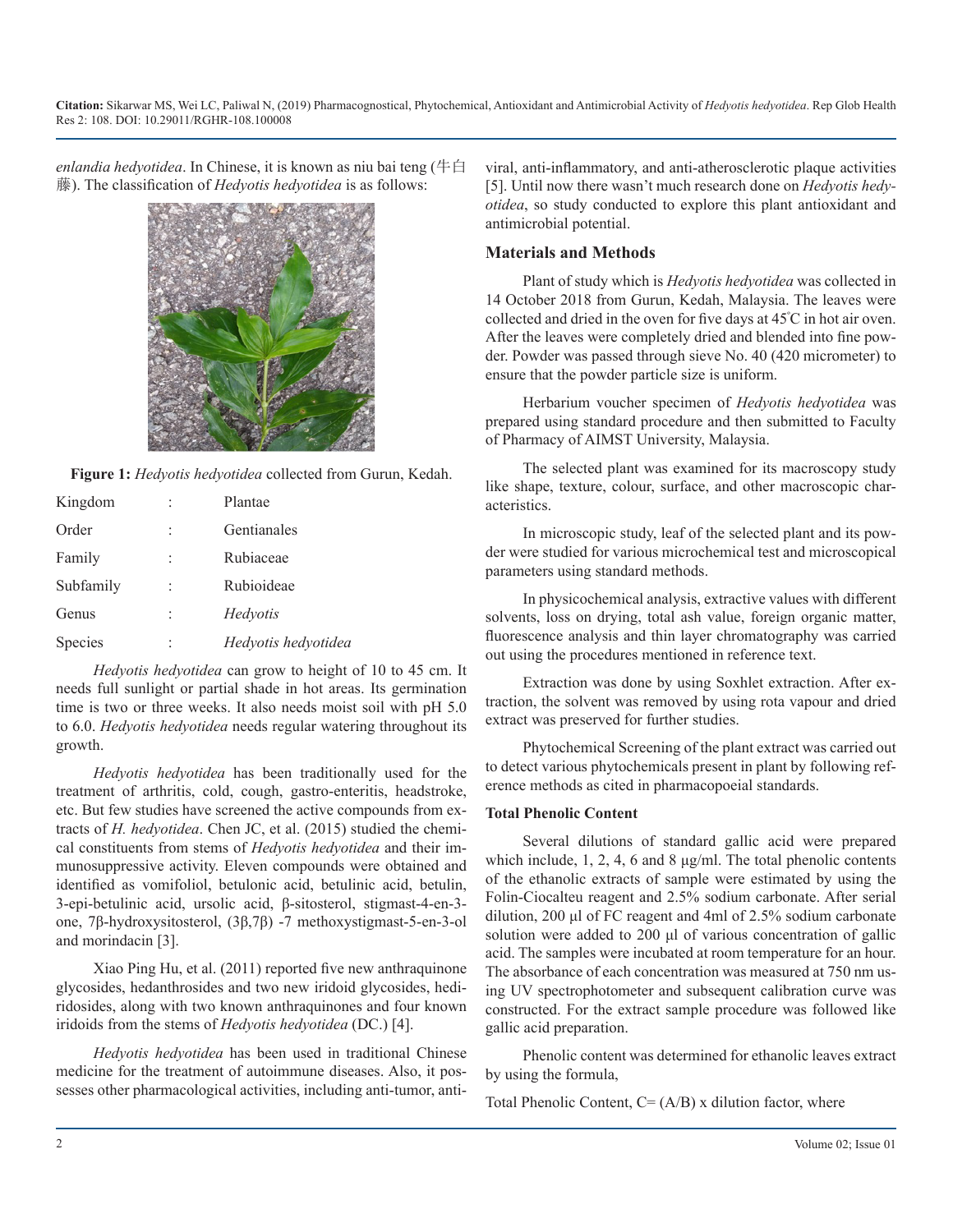*enlandia hedyotidea*. In Chinese, it is known as niu bai teng (牛白藤). The classification of *Hedyotis hedyotidea* is as follows:

**Figure 1:** *Hedyotis hedyotidea* collected from Gurun, Kedah.

| | | |
|---|---|---|
| Kingdom | : | Plantae |
| Order | : | Gentianales |
| Family | : | Rubiaceae |
| Subfamily | : | Rubioideae |
| Genus | : | *Hedyotis* |
| Species | : | *Hedyotis hedyotidea* |

*Hedyotis hedyotidea* can grow to height of 10 to 45 cm. It needs full sunlight or partial shade in hot areas. Its germination time is two or three weeks. It also needs moist soil with pH 5.0 to 6.0. *Hedyotis hedyotidea* needs regular watering throughout its growth.

*Hedyotis hedyotidea* has been traditionally used for the treatment of arthritis, cold, cough, gastro-enteritis, headstroke, etc. But few studies have screened the active compounds from extracts of *H. hedyotidea*. Chen JC, et al. (2015) studied the chemical constituents from stems of *Hedyotis hedyotidea* and their immunosuppressive activity. Eleven compounds were obtained and identified as vomifoliol, betulonic acid, betulinic acid, betulin, 3-epi-betulinic acid, ursolic acid, β-sitosterol, stigmast-4-en-3-one, 7β-hydroxysitosterol, (3β,7β) -7 methoxystigmast-5-en-3-ol and morindacin [3].

Xiao Ping Hu, et al. (2011) reported five new anthraquinone glycosides, hedanthrosides and two new iridoid glycosides, hediridosides, along with two known anthraquinones and four known iridoids from the stems of *Hedyotis hedyotidea* (DC.) [4].

*Hedyotis hedyotidea* has been used in traditional Chinese medicine for the treatment of autoimmune diseases. Also, it possesses other pharmacological activities, including anti-tumor, antiviral, anti-inflammatory, and anti-atherosclerotic plaque activities [5]. Until now there wasn't much research done on *Hedyotis hedyotidea*, so study conducted to explore this plant antioxidant and antimicrobial potential.

## Materials and Methods

Plant of study which is *Hedyotis hedyotidea* was collected in 14 October 2018 from Gurun, Kedah, Malaysia. The leaves were collected and dried in the oven for five days at 45°C in hot air oven. After the leaves were completely dried and blended into fine powder. Powder was passed through sieve No. 40 (420 micrometer) to ensure that the powder particle size is uniform.

Herbarium voucher specimen of *Hedyotis hedyotidea* was prepared using standard procedure and then submitted to Faculty of Pharmacy of AIMST University, Malaysia.

The selected plant was examined for its macroscopy study like shape, texture, colour, surface, and other macroscopic characteristics.

In microscopic study, leaf of the selected plant and its powder were studied for various microchemical test and microscopical parameters using standard methods.

In physicochemical analysis, extractive values with different solvents, loss on drying, total ash value, foreign organic matter, fluorescence analysis and thin layer chromatography was carried out using the procedures mentioned in reference text.

Extraction was done by using Soxhlet extraction. After extraction, the solvent was removed by using rota vapour and dried extract was preserved for further studies.

Phytochemical Screening of the plant extract was carried out to detect various phytochemicals present in plant by following reference methods as cited in pharmacopoeial standards.

### Total Phenolic Content

Several dilutions of standard gallic acid were prepared which include, 1, 2, 4, 6 and 8 µg/ml. The total phenolic contents of the ethanolic extracts of sample were estimated by using the Folin-Ciocalteu reagent and 2.5% sodium carbonate. After serial dilution, 200 µl of FC reagent and 4ml of 2.5% sodium carbonate solution were added to 200 µl of various concentration of gallic acid. The samples were incubated at room temperature for an hour. The absorbance of each concentration was measured at 750 nm using UV spectrophotometer and subsequent calibration curve was constructed. For the extract sample procedure was followed like gallic acid preparation.

Phenolic content was determined for ethanolic leaves extract by using the formula,

Total Phenolic Content, $C = (A/B) \times$ dilution factor, where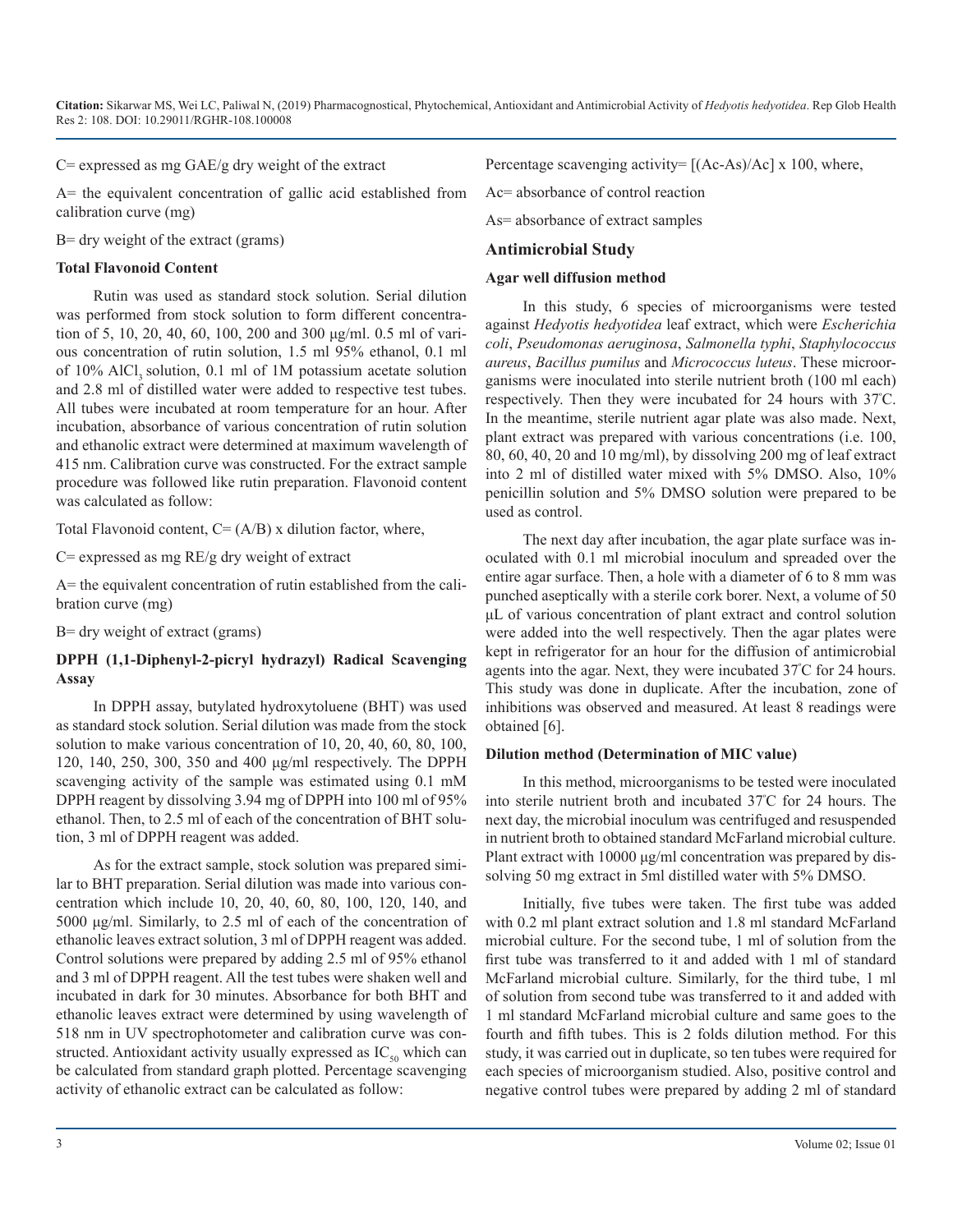C= expressed as mg GAE/g dry weight of the extract

A= the equivalent concentration of gallic acid established from calibration curve (mg)

B= dry weight of the extract (grams)

### Total Flavonoid Content

Rutin was used as standard stock solution. Serial dilution was performed from stock solution to form different concentration of 5, 10, 20, 40, 60, 100, 200 and 300 μg/ml. 0.5 ml of various concentration of rutin solution, 1.5 ml 95% ethanol, 0.1 ml of 10% $AlCl_3$ solution, 0.1 ml of 1M potassium acetate solution and 2.8 ml of distilled water were added to respective test tubes. All tubes were incubated at room temperature for an hour. After incubation, absorbance of various concentration of rutin solution and ethanolic extract were determined at maximum wavelength of 415 nm. Calibration curve was constructed. For the extract sample procedure was followed like rutin preparation. Flavonoid content was calculated as follow:

Total Flavonoid content, C= (A/B) x dilution factor, where,

C= expressed as mg RE/g dry weight of extract

A= the equivalent concentration of rutin established from the calibration curve (mg)

B= dry weight of extract (grams)

### DPPH (1,1-Diphenyl-2-picryl hydrazyl) Radical Scavenging Assay

In DPPH assay, butylated hydroxytoluene (BHT) was used as standard stock solution. Serial dilution was made from the stock solution to make various concentration of 10, 20, 40, 60, 80, 100, 120, 140, 250, 300, 350 and 400 μg/ml respectively. The DPPH scavenging activity of the sample was estimated using 0.1 mM DPPH reagent by dissolving 3.94 mg of DPPH into 100 ml of 95% ethanol. Then, to 2.5 ml of each of the concentration of BHT solution, 3 ml of DPPH reagent was added.

As for the extract sample, stock solution was prepared similar to BHT preparation. Serial dilution was made into various concentration which include 10, 20, 40, 60, 80, 100, 120, 140, and 5000 μg/ml. Similarly, to 2.5 ml of each of the concentration of ethanolic leaves extract solution, 3 ml of DPPH reagent was added. Control solutions were prepared by adding 2.5 ml of 95% ethanol and 3 ml of DPPH reagent. All the test tubes were shaken well and incubated in dark for 30 minutes. Absorbance for both BHT and ethanolic leaves extract were determined by using wavelength of 518 nm in UV spectrophotometer and calibration curve was constructed. Antioxidant activity usually expressed as $IC_{50}$ which can be calculated from standard graph plotted. Percentage scavenging activity of ethanolic extract can be calculated as follow:

Percentage scavenging activity= [(Ac-As)/Ac] x 100, where,

Ac= absorbance of control reaction

As= absorbance of extract samples

## Antimicrobial Study

### Agar well diffusion method

In this study, 6 species of microorganisms were tested against *Hedyotis hedyotidea* leaf extract, which were *Escherichia coli*, *Pseudomonas aeruginosa*, *Salmonella typhi*, *Staphylococcus aureus*, *Bacillus pumilus* and *Micrococcus luteus*. These microorganisms were inoculated into sterile nutrient broth (100 ml each) respectively. Then they were incubated for 24 hours with 37°C. In the meantime, sterile nutrient agar plate was also made. Next, plant extract was prepared with various concentrations (i.e. 100, 80, 60, 40, 20 and 10 mg/ml), by dissolving 200 mg of leaf extract into 2 ml of distilled water mixed with 5% DMSO. Also, 10% penicillin solution and 5% DMSO solution were prepared to be used as control.

The next day after incubation, the agar plate surface was inoculated with 0.1 ml microbial inoculum and spreaded over the entire agar surface. Then, a hole with a diameter of 6 to 8 mm was punched aseptically with a sterile cork borer. Next, a volume of 50 μL of various concentration of plant extract and control solution were added into the well respectively. Then the agar plates were kept in refrigerator for an hour for the diffusion of antimicrobial agents into the agar. Next, they were incubated 37°C for 24 hours. This study was done in duplicate. After the incubation, zone of inhibitions was observed and measured. At least 8 readings were obtained [6].

### Dilution method (Determination of MIC value)

In this method, microorganisms to be tested were inoculated into sterile nutrient broth and incubated 37°C for 24 hours. The next day, the microbial inoculum was centrifuged and resuspended in nutrient broth to obtained standard McFarland microbial culture. Plant extract with 10000 μg/ml concentration was prepared by dissolving 50 mg extract in 5ml distilled water with 5% DMSO.

Initially, five tubes were taken. The first tube was added with 0.2 ml plant extract solution and 1.8 ml standard McFarland microbial culture. For the second tube, 1 ml of solution from the first tube was transferred to it and added with 1 ml of standard McFarland microbial culture. Similarly, for the third tube, 1 ml of solution from second tube was transferred to it and added with 1 ml standard McFarland microbial culture and same goes to the fourth and fifth tubes. This is 2 folds dilution method. For this study, it was carried out in duplicate, so ten tubes were required for each species of microorganism studied. Also, positive control and negative control tubes were prepared by adding 2 ml of standard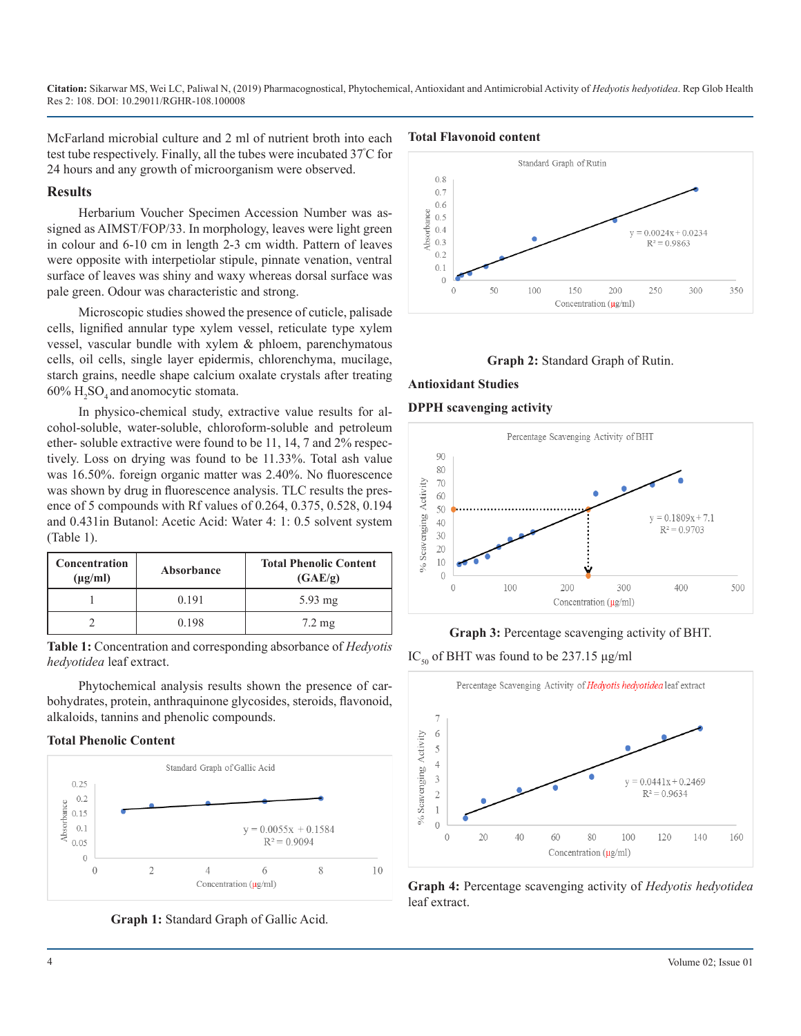McFarland microbial culture and 2 ml of nutrient broth into each test tube respectively. Finally, all the tubes were incubated 37°C for 24 hours and any growth of microorganism were observed.

## Results

Herbarium Voucher Specimen Accession Number was assigned as AIMST/FOP/33. In morphology, leaves were light green in colour and 6-10 cm in length 2-3 cm width. Pattern of leaves were opposite with interpetiolar stipule, pinnate venation, ventral surface of leaves was shiny and waxy whereas dorsal surface was pale green. Odour was characteristic and strong.

Microscopic studies showed the presence of cuticle, palisade cells, lignified annular type xylem vessel, reticulate type xylem vessel, vascular bundle with xylem & phloem, parenchymatous cells, oil cells, single layer epidermis, chlorenchyma, mucilage, starch grains, needle shape calcium oxalate crystals after treating 60% $H_2SO_4$ and anomocytic stomata.

In physico-chemical study, extractive value results for alcohol-soluble, water-soluble, chloroform-soluble and petroleum ether- soluble extractive were found to be 11, 14, 7 and 2% respectively. Loss on drying was found to be 11.33%. Total ash value was 16.50%. foreign organic matter was 2.40%. No fluorescence was shown by drug in fluorescence analysis. TLC results the presence of 5 compounds with Rf values of 0.264, 0.375, 0.528, 0.194 and 0.431in Butanol: Acetic Acid: Water 4: 1: 0.5 solvent system (Table 1).

| Concentration (µg/ml) | Absorbance | Total Phenolic Content (GAE/g) |
|---|---|---|
| 1 | 0.191 | 5.93 mg |
| 2 | 0.198 | 7.2 mg |

**Table 1:** Concentration and corresponding absorbance of *Hedyotis hedyotidea* leaf extract.

Phytochemical analysis results shown the presence of carbohydrates, protein, anthraquinone glycosides, steroids, flavonoid, alkaloids, tannins and phenolic compounds.

### Total Phenolic Content

**Graph 1:** Standard Graph of Gallic Acid.

### Total Flavonoid content

**Graph 2:** Standard Graph of Rutin.

### Antioxidant Studies

### DPPH scavenging activity

**Graph 3:** Percentage scavenging activity of BHT.

$IC_{50}$ of BHT was found to be 237.15 µg/ml

**Graph 4:** Percentage scavenging activity of *Hedyotis hedyotidea* leaf extract.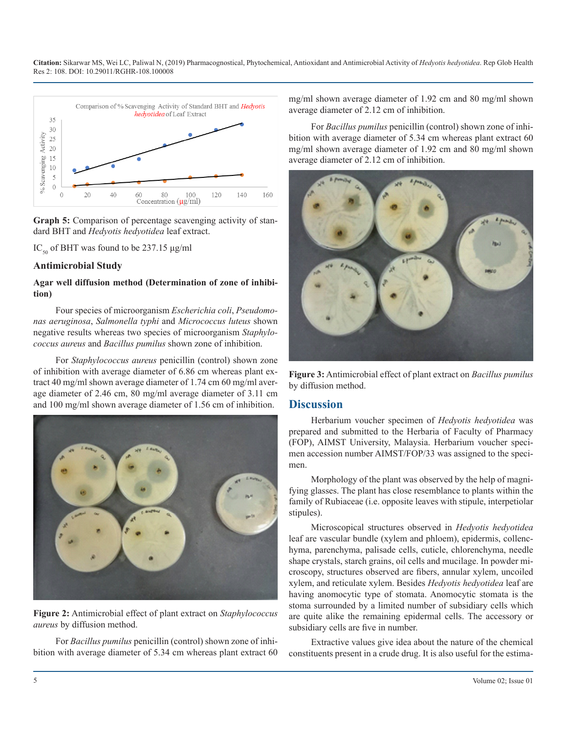**Graph 5:** Comparison of percentage scavenging activity of standard BHT and *Hedyotis hedyotidea* leaf extract.

$IC_{50}$ of BHT was found to be 237.15 μg/ml

### Antimicrobial Study

**Agar well diffusion method (Determination of zone of inhibition)**

Four species of microorganism *Escherichia coli*, *Pseudomonas aeruginosa*, *Salmonella typhi* and *Micrococcus luteus* shown negative results whereas two species of microorganism *Staphylococcus aureus* and *Bacillus pumilus* shown zone of inhibition.

For *Staphylococcus aureus* penicillin (control) shown zone of inhibition with average diameter of 6.86 cm whereas plant extract 40 mg/ml shown average diameter of 1.74 cm 60 mg/ml average diameter of 2.46 cm, 80 mg/ml average diameter of 3.11 cm and 100 mg/ml shown average diameter of 1.56 cm of inhibition.

**Figure 2:** Antimicrobial effect of plant extract on *Staphylococcus aureus* by diffusion method.

For *Bacillus pumilus* penicillin (control) shown zone of inhibition with average diameter of 5.34 cm whereas plant extract 60 mg/ml shown average diameter of 1.92 cm and 80 mg/ml shown average diameter of 2.12 cm of inhibition.

For *Bacillus pumilus* penicillin (control) shown zone of inhibition with average diameter of 5.34 cm whereas plant extract 60 mg/ml shown average diameter of 1.92 cm and 80 mg/ml shown average diameter of 2.12 cm of inhibition.

**Figure 3:** Antimicrobial effect of plant extract on *Bacillus pumilus* by diffusion method.

## Discussion

Herbarium voucher specimen of *Hedyotis hedyotidea* was prepared and submitted to the Herbaria of Faculty of Pharmacy (FOP), AIMST University, Malaysia. Herbarium voucher specimen accession number AIMST/FOP/33 was assigned to the specimen.

Morphology of the plant was observed by the help of magnifying glasses. The plant has close resemblance to plants within the family of Rubiaceae (i.e. opposite leaves with stipule, interpetiolar stipules).

Microscopical structures observed in *Hedyotis hedyotidea* leaf are vascular bundle (xylem and phloem), epidermis, collenchyma, parenchyma, palisade cells, cuticle, chlorenchyma, needle shape crystals, starch grains, oil cells and mucilage. In powder microscopy, structures observed are fibers, annular xylem, uncoiled xylem, and reticulate xylem. Besides *Hedyotis hedyotidea* leaf are having anomocytic type of stomata. Anomocytic stomata is the stoma surrounded by a limited number of subsidiary cells which are quite alike the remaining epidermal cells. The accessory or subsidiary cells are five in number.

Extractive values give idea about the nature of the chemical constituents present in a crude drug. It is also useful for the estima-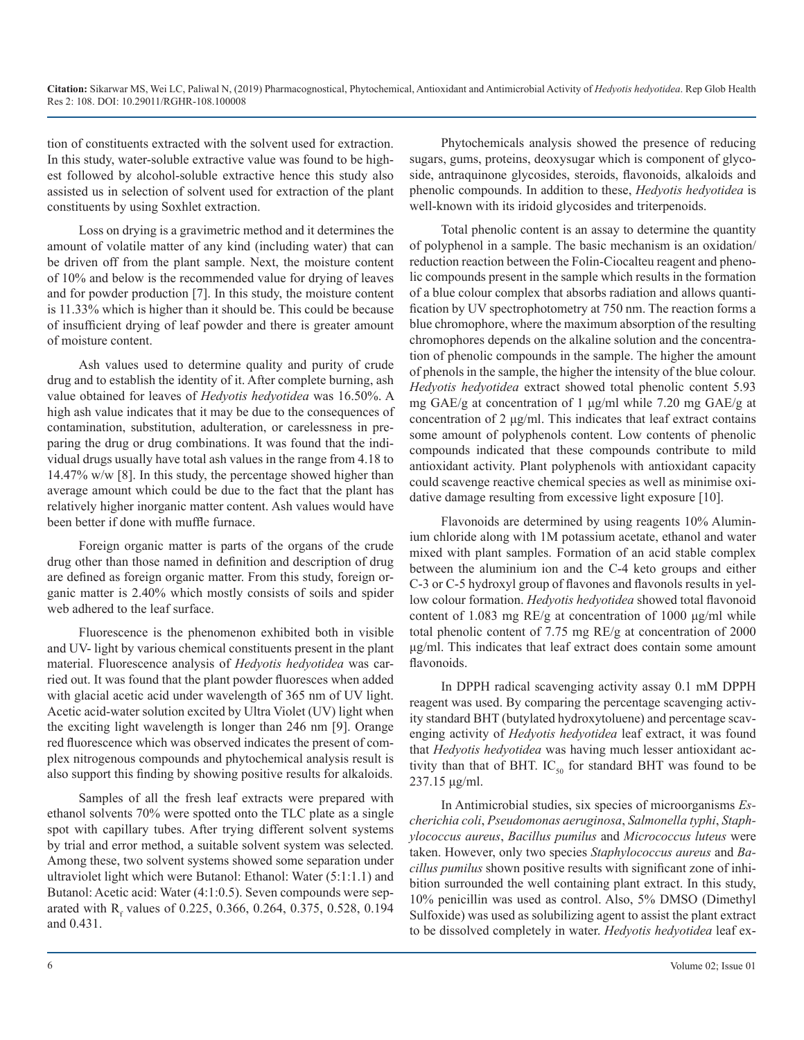tion of constituents extracted with the solvent used for extraction. In this study, water-soluble extractive value was found to be highest followed by alcohol-soluble extractive hence this study also assisted us in selection of solvent used for extraction of the plant constituents by using Soxhlet extraction.

Loss on drying is a gravimetric method and it determines the amount of volatile matter of any kind (including water) that can be driven off from the plant sample. Next, the moisture content of 10% and below is the recommended value for drying of leaves and for powder production [7]. In this study, the moisture content is 11.33% which is higher than it should be. This could be because of insufficient drying of leaf powder and there is greater amount of moisture content.

Ash values used to determine quality and purity of crude drug and to establish the identity of it. After complete burning, ash value obtained for leaves of *Hedyotis hedyotidea* was 16.50%. A high ash value indicates that it may be due to the consequences of contamination, substitution, adulteration, or carelessness in preparing the drug or drug combinations. It was found that the individual drugs usually have total ash values in the range from 4.18 to 14.47% w/w [8]. In this study, the percentage showed higher than average amount which could be due to the fact that the plant has relatively higher inorganic matter content. Ash values would have been better if done with muffle furnace.

Foreign organic matter is parts of the organs of the crude drug other than those named in definition and description of drug are defined as foreign organic matter. From this study, foreign organic matter is 2.40% which mostly consists of soils and spider web adhered to the leaf surface.

Fluorescence is the phenomenon exhibited both in visible and UV- light by various chemical constituents present in the plant material. Fluorescence analysis of *Hedyotis hedyotidea* was carried out. It was found that the plant powder fluoresces when added with glacial acetic acid under wavelength of 365 nm of UV light. Acetic acid-water solution excited by Ultra Violet (UV) light when the exciting light wavelength is longer than 246 nm [9]. Orange red fluorescence which was observed indicates the present of complex nitrogenous compounds and phytochemical analysis result is also support this finding by showing positive results for alkaloids.

Samples of all the fresh leaf extracts were prepared with ethanol solvents 70% were spotted onto the TLC plate as a single spot with capillary tubes. After trying different solvent systems by trial and error method, a suitable solvent system was selected. Among these, two solvent systems showed some separation under ultraviolet light which were Butanol: Ethanol: Water (5:1:1.1) and Butanol: Acetic acid: Water (4:1:0.5). Seven compounds were separated with $R_f$ values of 0.225, 0.366, 0.264, 0.375, 0.528, 0.194 and 0.431.

Phytochemicals analysis showed the presence of reducing sugars, gums, proteins, deoxysugar which is component of glycoside, antraquinone glycosides, steroids, flavonoids, alkaloids and phenolic compounds. In addition to these, *Hedyotis hedyotidea* is well-known with its iridoid glycosides and triterpenoids.

Total phenolic content is an assay to determine the quantity of polyphenol in a sample. The basic mechanism is an oxidation/reduction reaction between the Folin-Ciocalteu reagent and phenolic compounds present in the sample which results in the formation of a blue colour complex that absorbs radiation and allows quantification by UV spectrophotometry at 750 nm. The reaction forms a blue chromophore, where the maximum absorption of the resulting chromophores depends on the alkaline solution and the concentration of phenolic compounds in the sample. The higher the amount of phenols in the sample, the higher the intensity of the blue colour. *Hedyotis hedyotidea* extract showed total phenolic content 5.93 mg GAE/g at concentration of 1 µg/ml while 7.20 mg GAE/g at concentration of 2 µg/ml. This indicates that leaf extract contains some amount of polyphenols content. Low contents of phenolic compounds indicated that these compounds contribute to mild antioxidant activity. Plant polyphenols with antioxidant capacity could scavenge reactive chemical species as well as minimise oxidative damage resulting from excessive light exposure [10].

Flavonoids are determined by using reagents 10% Aluminium chloride along with 1M potassium acetate, ethanol and water mixed with plant samples. Formation of an acid stable complex between the aluminium ion and the C-4 keto groups and either C-3 or C-5 hydroxyl group of flavones and flavonols results in yellow colour formation. *Hedyotis hedyotidea* showed total flavonoid content of 1.083 mg RE/g at concentration of 1000 µg/ml while total phenolic content of 7.75 mg RE/g at concentration of 2000 µg/ml. This indicates that leaf extract does contain some amount flavonoids.

In DPPH radical scavenging activity assay 0.1 mM DPPH reagent was used. By comparing the percentage scavenging activity standard BHT (butylated hydroxytoluene) and percentage scavenging activity of *Hedyotis hedyotidea* leaf extract, it was found that *Hedyotis hedyotidea* was having much lesser antioxidant activity than that of BHT. $IC_{50}$ for standard BHT was found to be 237.15 µg/ml.

In Antimicrobial studies, six species of microorganisms *Escherichia coli*, *Pseudomonas aeruginosa*, *Salmonella typhi*, *Staphylococcus aureus*, *Bacillus pumilus* and *Micrococcus luteus* were taken. However, only two species *Staphylococcus aureus* and *Bacillus pumilus* shown positive results with significant zone of inhibition surrounded the well containing plant extract. In this study, 10% penicillin was used as control. Also, 5% DMSO (Dimethyl Sulfoxide) was used as solubilizing agent to assist the plant extract to be dissolved completely in water. *Hedyotis hedyotidea* leaf ex-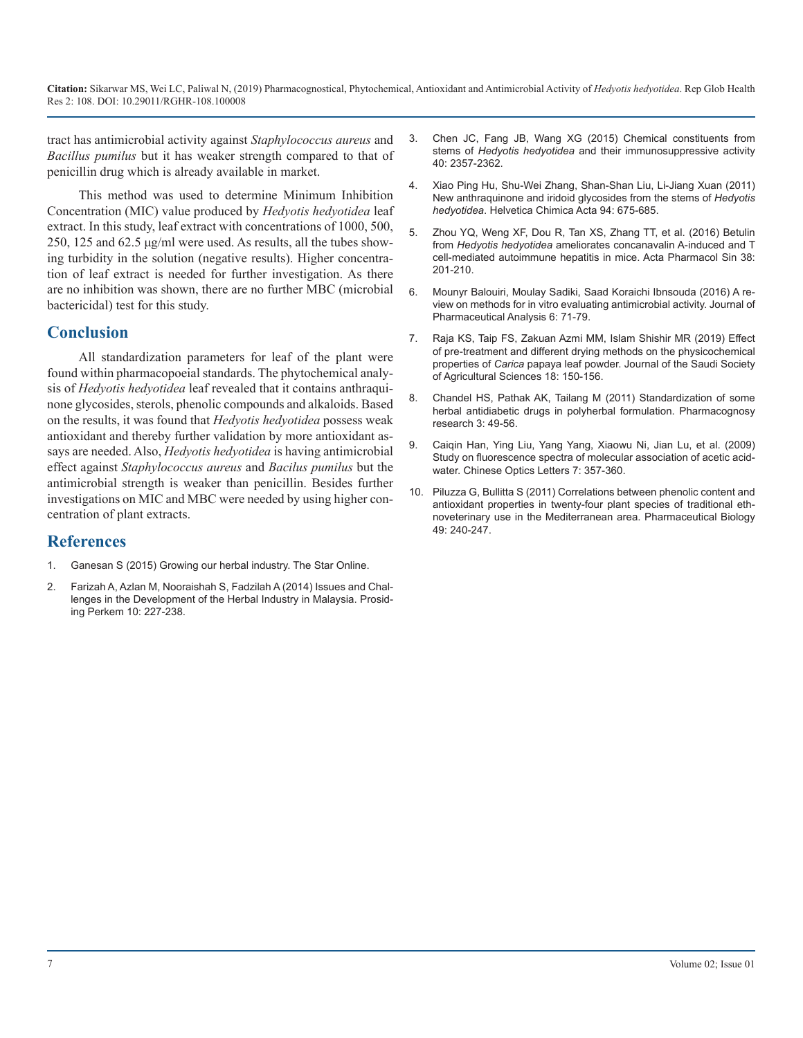tract has antimicrobial activity against *Staphylococcus aureus* and *Bacillus pumilus* but it has weaker strength compared to that of penicillin drug which is already available in market.

This method was used to determine Minimum Inhibition Concentration (MIC) value produced by *Hedyotis hedyotidea* leaf extract. In this study, leaf extract with concentrations of 1000, 500, 250, 125 and 62.5 µg/ml were used. As results, all the tubes showing turbidity in the solution (negative results). Higher concentration of leaf extract is needed for further investigation. As there are no inhibition was shown, there are no further MBC (microbial bactericidal) test for this study.

## Conclusion

All standardization parameters for leaf of the plant were found within pharmacopoeial standards. The phytochemical analysis of *Hedyotis hedyotidea* leaf revealed that it contains anthraquinone glycosides, sterols, phenolic compounds and alkaloids. Based on the results, it was found that *Hedyotis hedyotidea* possess weak antioxidant and thereby further validation by more antioxidant assays are needed. Also, *Hedyotis hedyotidea* is having antimicrobial effect against *Staphylococcus aureus* and *Bacilus pumilus* but the antimicrobial strength is weaker than penicillin. Besides further investigations on MIC and MBC were needed by using higher concentration of plant extracts.

## References

1. Ganesan S (2015) Growing our herbal industry. The Star Online.
2. Farizah A, Azlan M, Nooraishah S, Fadzilah A (2014) Issues and Challenges in the Development of the Herbal Industry in Malaysia. Prosiding Perkem 10: 227-238.
3. Chen JC, Fang JB, Wang XG (2015) Chemical constituents from stems of *Hedyotis hedyotidea* and their immunosuppressive activity 40: 2357-2362.
4. Xiao Ping Hu, Shu-Wei Zhang, Shan-Shan Liu, Li-Jiang Xuan (2011) New anthraquinone and iridoid glycosides from the stems of *Hedyotis hedyotidea*. Helvetica Chimica Acta 94: 675-685.
5. Zhou YQ, Weng XF, Dou R, Tan XS, Zhang TT, et al. (2016) Betulin from *Hedyotis hedyotidea* ameliorates concanavalin A-induced and T cell-mediated autoimmune hepatitis in mice. Acta Pharmacol Sin 38: 201-210.
6. Mounyr Balouiri, Moulay Sadiki, Saad Koraichi Ibnsouda (2016) A review on methods for in vitro evaluating antimicrobial activity. Journal of Pharmaceutical Analysis 6: 71-79.
7. Raja KS, Taip FS, Zakuan Azmi MM, Islam Shishir MR (2019) Effect of pre-treatment and different drying methods on the physicochemical properties of *Carica* papaya leaf powder. Journal of the Saudi Society of Agricultural Sciences 18: 150-156.
8. Chandel HS, Pathak AK, Tailang M (2011) Standardization of some herbal antidiabetic drugs in polyherbal formulation. Pharmacognosy research 3: 49-56.
9. Caiqin Han, Ying Liu, Yang Yang, Xiaowu Ni, Jian Lu, et al. (2009) Study on fluorescence spectra of molecular association of acetic acid-water. Chinese Optics Letters 7: 357-360.
10. Piluzza G, Bullitta S (2011) Correlations between phenolic content and antioxidant properties in twenty-four plant species of traditional ethnoveterinary use in the Mediterranean area. Pharmaceutical Biology 49: 240-247.